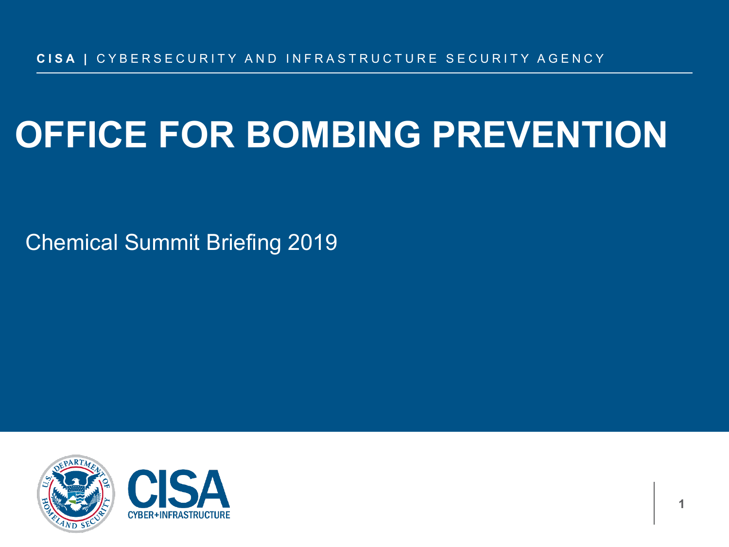**CISA |** CYBERSECURITY AND INFRASTRUCTURE SECURITY AGENCY

# OFFICE FOR BOMBING PREVENTION

Chemical Summit Briefing 2019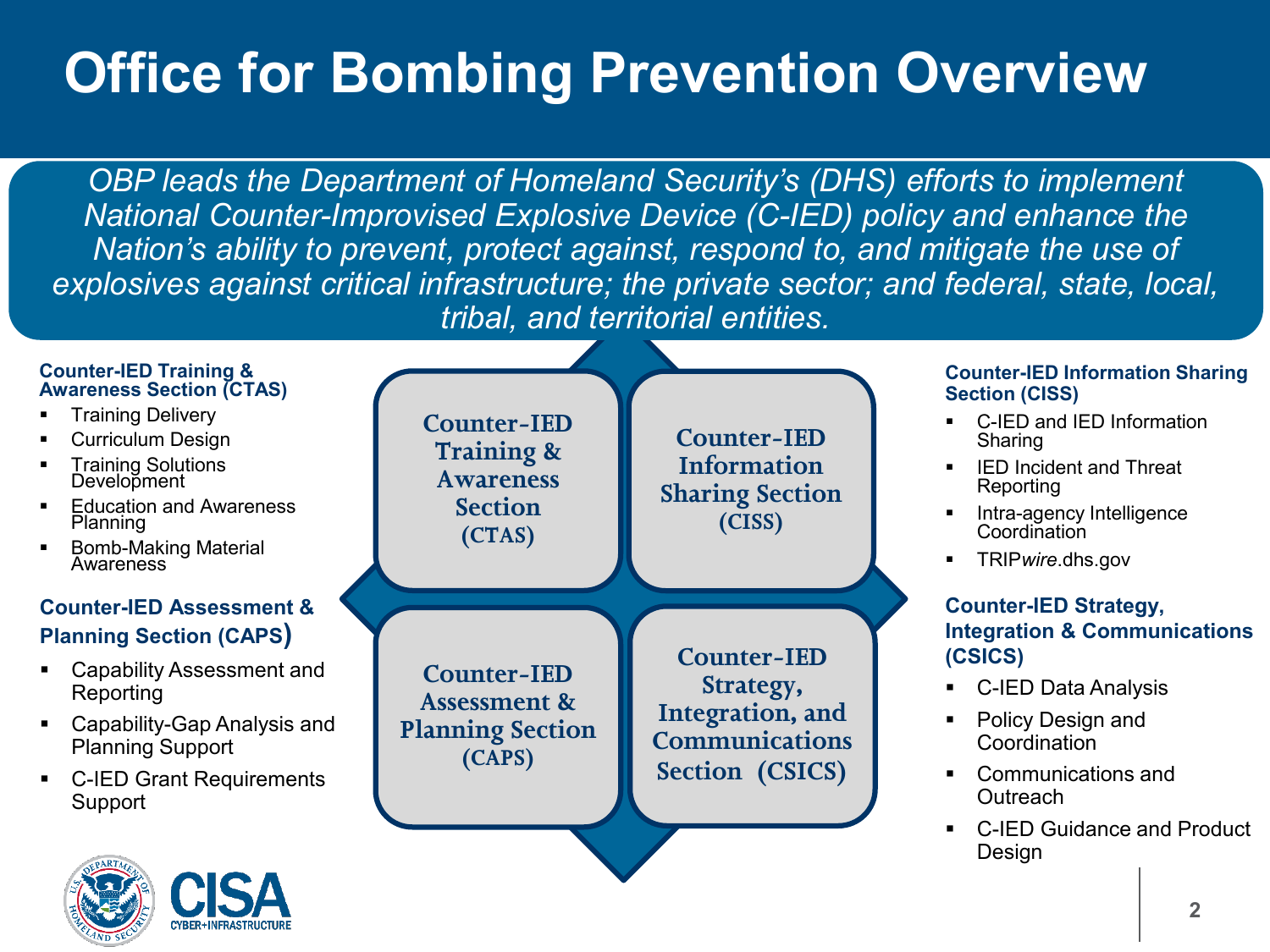# Office for Bombing Prevention Overview

*OBP leads the Department of Homeland Security's (DHS) efforts to implement National Counter-Improvised Explosive Device (C-IED) policy and enhance the Nation's ability to prevent, protect against, respond to, and mitigate the use of explosives against critical infrastructure; the private sector; and federal, state, local, tribal, and territorial entities.*

### Counter-IED Training & Awareness Section (CTAS)

- Training Delivery
- Curriculum Design
- Training Solutions Development
- Education and Awareness Planning
- Bomb-Making Material Awareness

### Counter-IED Assessment & Planning Section (CAPS)

- Capability Assessment and Reporting
- Capability-Gap Analysis and Planning Support
- C-IED Grant Requirements Support

### Counter-IED Information Sharing Section (CISS)

- C-IED and IED Information Sharing
- IED Incident and Threat Reporting
- Intra-agency Intelligence Coordination
- TRIP*wire*.dhs.gov

### Counter-IED Strategy, Integration & Communications (CSICS)

- C-IED Data Analysis
- Policy Design and Coordination
- Communications and Outreach
- C-IED Guidance and Product Design

Counter-IED Training & Awareness Section (CTAS)

Counter-IED Information Sharing Section (CISS)

Counter-IED Assessment & Planning Section (CAPS)

Counter-IED Strategy, Integration, and Communications Section (CSICS)

CISA CYBER+INFRASTRUCTURE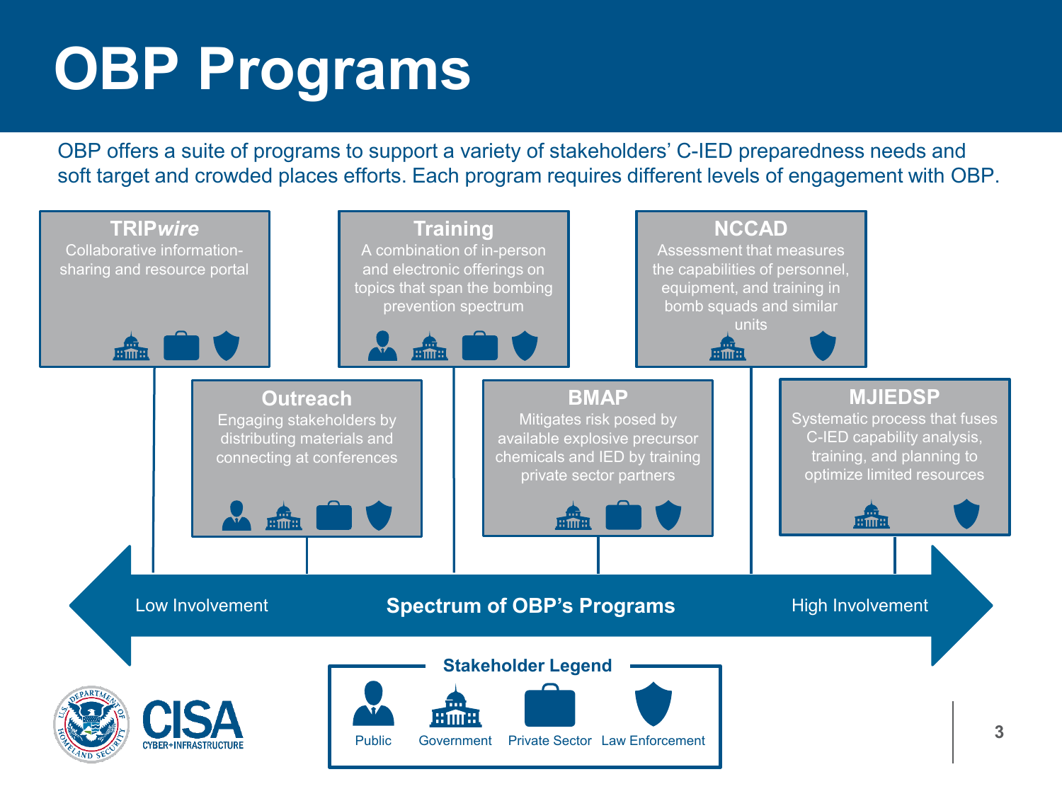# OBP Programs

OBP offers a suite of programs to support a variety of stakeholders' C-IED preparedness needs and soft target and crowded places efforts. Each program requires different levels of engagement with OBP.

**Spectrum of OBP's Programs** (Low Involvement → High Involvement)

| Program | Description | Stakeholders |
| --- | --- | --- |
| **TRIP*wire*** | Collaborative information-sharing and resource portal | Government, Private Sector, Law Enforcement |
| **Outreach** | Engaging stakeholders by distributing materials and connecting at conferences | Public, Government, Private Sector, Law Enforcement |
| **Training** | A combination of in-person and electronic offerings on topics that span the bombing prevention spectrum | Public, Government, Private Sector, Law Enforcement |
| **BMAP** | Mitigates risk posed by available explosive precursor chemicals and IED by training private sector partners | Government, Private Sector, Law Enforcement |
| **NCCAD** | Assessment that measures the capabilities of personnel, equipment, and training in bomb squads and similar units | Government, Law Enforcement |
| **MJIEDSP** | Systematic process that fuses C-IED capability analysis, training, and planning to optimize limited resources | Government, Law Enforcement |

**Stakeholder Legend**

- Public
- Government
- Private Sector
- Law Enforcement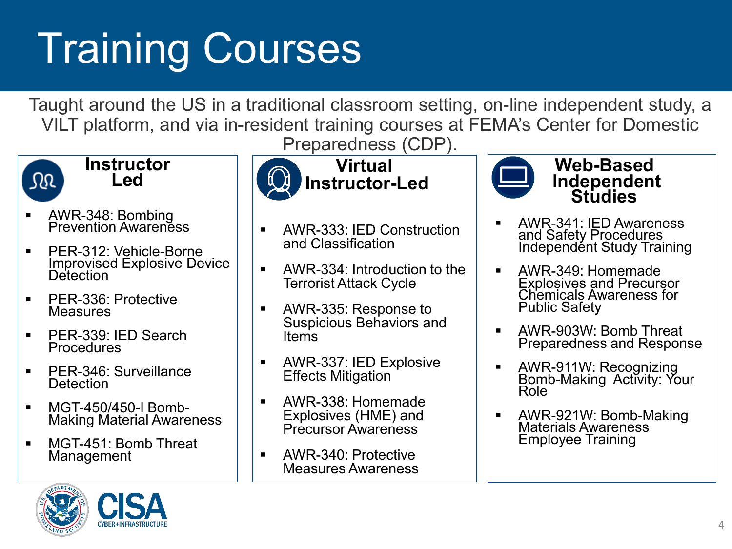# Training Courses

Taught around the US in a traditional classroom setting, on-line independent study, a VILT platform, and via in-resident training courses at FEMA's Center for Domestic Preparedness (CDP).

## Instructor Led

- AWR-348: Bombing Prevention Awareness
- PER-312: Vehicle-Borne Improvised Explosive Device Detection
- PER-336: Protective Measures
- PER-339: IED Search Procedures
- PER-346: Surveillance Detection
- MGT-450/450-I Bomb-Making Material Awareness
- MGT-451: Bomb Threat Management

## Virtual Instructor-Led

- AWR-333: IED Construction and Classification
- AWR-334: Introduction to the Terrorist Attack Cycle
- AWR-335: Response to Suspicious Behaviors and Items
- AWR-337: IED Explosive Effects Mitigation
- AWR-338: Homemade Explosives (HME) and Precursor Awareness
- AWR-340: Protective Measures Awareness

## Web-Based Independent Studies

- AWR-341: IED Awareness and Safety Procedures Independent Study Training
- AWR-349: Homemade Explosives and Precursor Chemicals Awareness for Public Safety
- AWR-903W: Bomb Threat Preparedness and Response
- AWR-911W: Recognizing Bomb-Making Activity: Your Role
- AWR-921W: Bomb-Making Materials Awareness Employee Training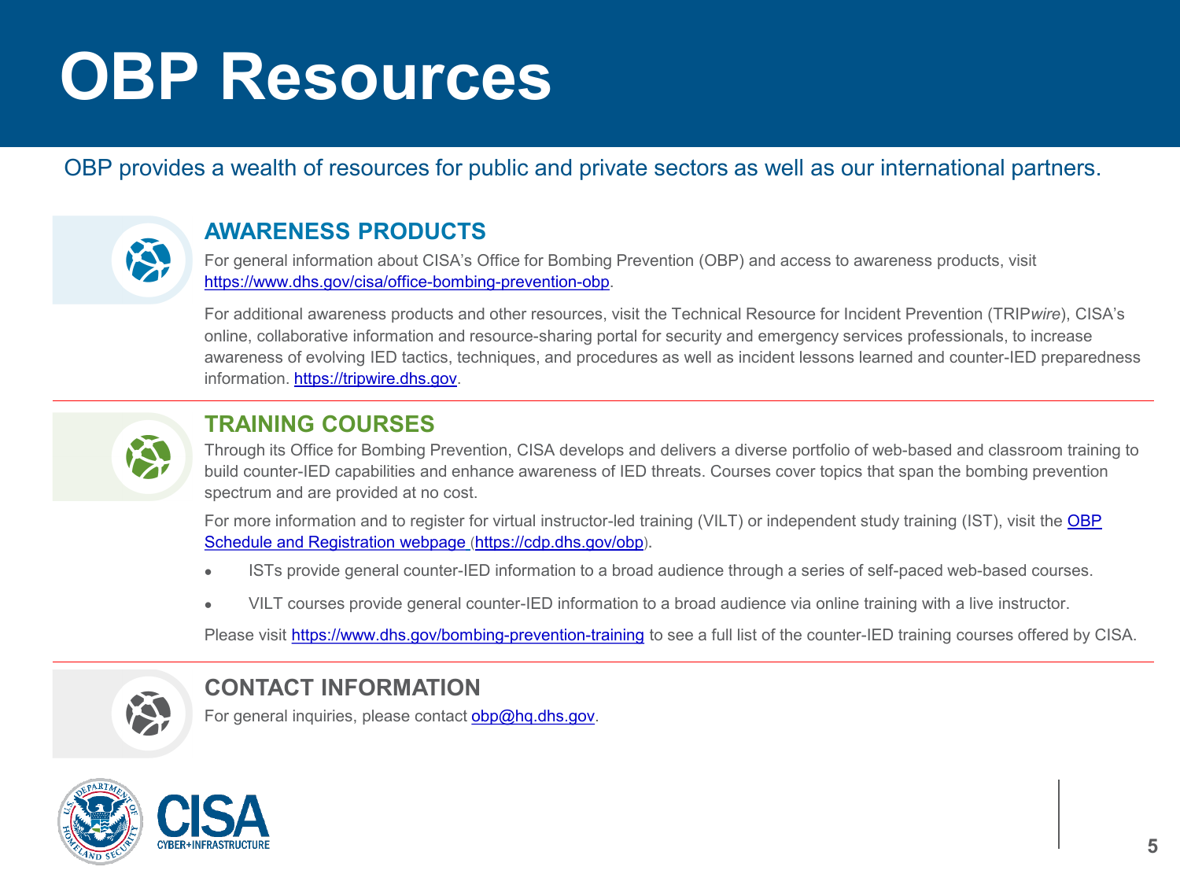# OBP Resources

OBP provides a wealth of resources for public and private sectors as well as our international partners.

## AWARENESS PRODUCTS

For general information about CISA's Office for Bombing Prevention (OBP) and access to awareness products, visit https://www.dhs.gov/cisa/office-bombing-prevention-obp.

For additional awareness products and other resources, visit the Technical Resource for Incident Prevention (TRIP*wire*), CISA's online, collaborative information and resource-sharing portal for security and emergency services professionals, to increase awareness of evolving IED tactics, techniques, and procedures as well as incident lessons learned and counter-IED preparedness information. https://tripwire.dhs.gov.

## TRAINING COURSES

Through its Office for Bombing Prevention, CISA develops and delivers a diverse portfolio of web-based and classroom training to build counter-IED capabilities and enhance awareness of IED threats. Courses cover topics that span the bombing prevention spectrum and are provided at no cost.

For more information and to register for virtual instructor-led training (VILT) or independent study training (IST), visit the OBP Schedule and Registration webpage (https://cdp.dhs.gov/obp).

- ISTs provide general counter-IED information to a broad audience through a series of self-paced web-based courses.
- VILT courses provide general counter-IED information to a broad audience via online training with a live instructor.

Please visit https://www.dhs.gov/bombing-prevention-training to see a full list of the counter-IED training courses offered by CISA.

## CONTACT INFORMATION

For general inquiries, please contact obp@hq.dhs.gov.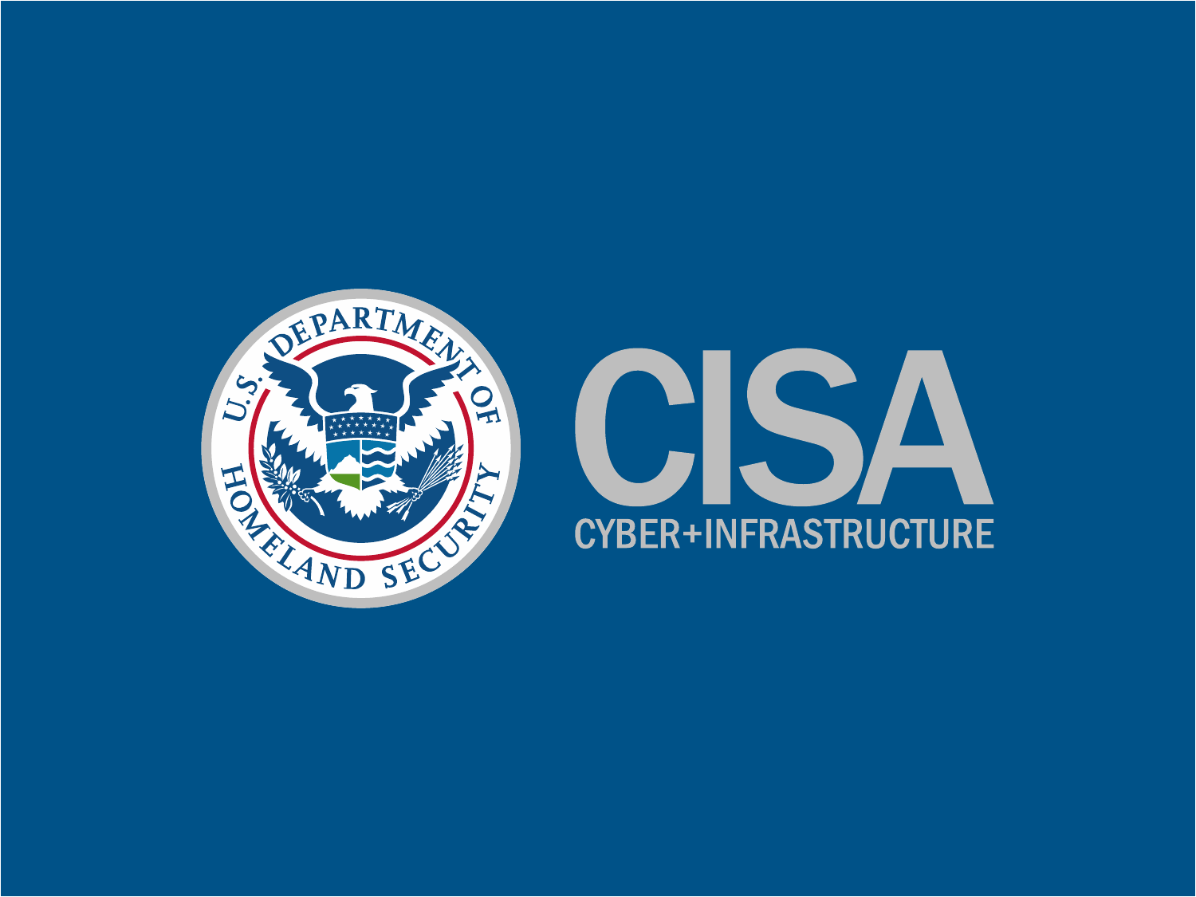CISA

CYBER+INFRASTRUCTURE